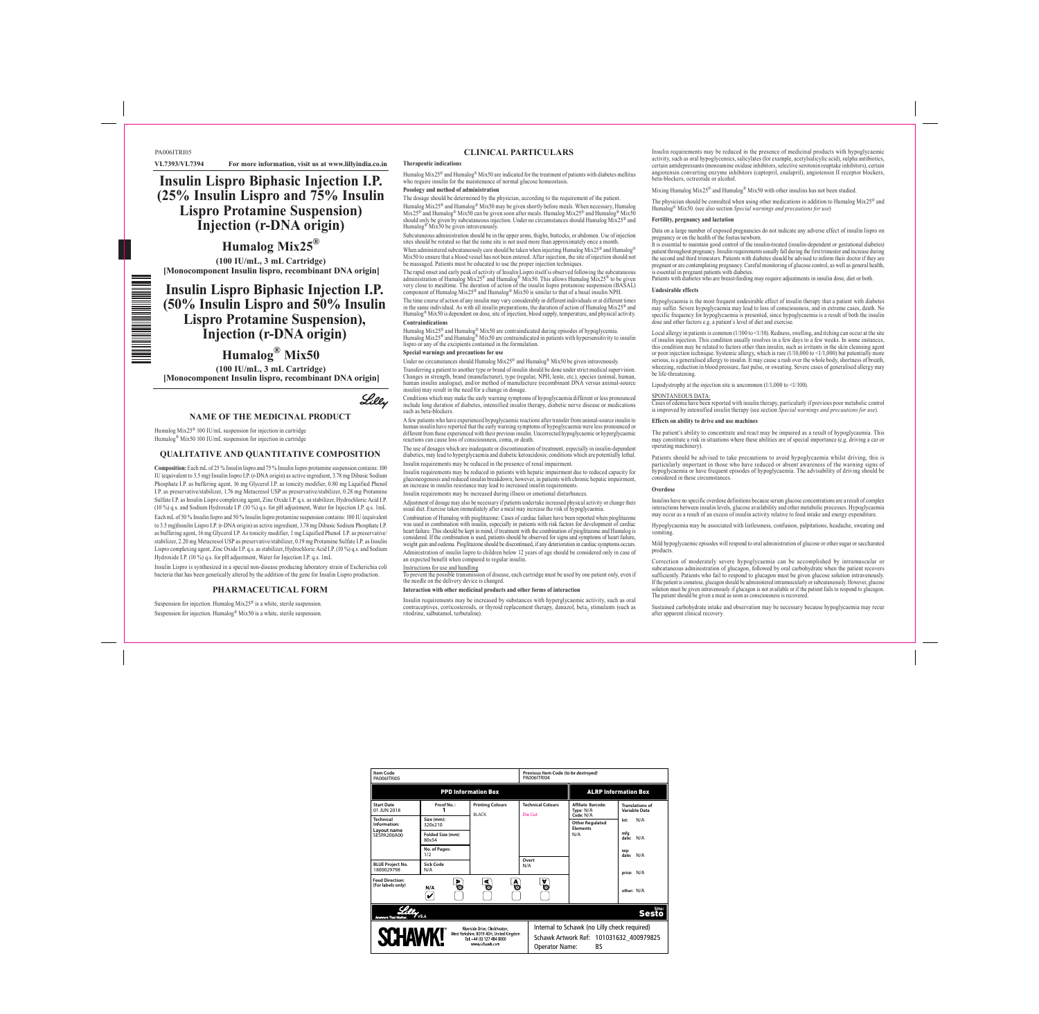PA006ITRI05

**VL7393/VL7394** **For more information, visit us at www.lillyindia.co.in**

# Insulin Lispro Biphasic Injection I.P. (25% Insulin Lispro and 75% Insulin Lispro Protamine Suspension) Injection (r-DNA origin)

## Humalog Mix25®

**(100 IU/mL, 3 mL Cartridge)**
**[Monocomponent Insulin lispro, recombinant DNA origin]**

# Insulin Lispro Biphasic Injection I.P. (50% Insulin Lispro and 50% Insulin Lispro Protamine Suspension), Injection (r-DNA origin)

## Humalog® Mix50

**(100 IU/mL, 3 mL Cartridge)**
**[Monocomponent Insulin lispro, recombinant DNA origin]**

Lilly

## NAME OF THE MEDICINAL PRODUCT

Humalog Mix25® 100 IU/mL suspension for injection in cartridge
Humalog® Mix50 100 IU/mL suspension for injection in cartridge

## QUALITATIVE AND QUANTITATIVE COMPOSITION

**Composition:** Each mL of 25 % Insulin lispro and 75 % Insulin lispro protamine suspension contains: 100 IU (equivalent to 3.5 mg) Insulin lispro I.P. (r-DNA origin) as active ingredient, 3.78 mg Dibasic Sodium Phosphate I.P. as buffering agent, 16 mg Glycerol I.P. as tonicity modifier, 0.80 mg Liquified Phenol I.P. as preservative/stabilizer, 1.76 mg Metacresol USP as preservative/stabilizer, 0.28 mg Protamine Sulfate I.P. as Insulin Lispro complexing agent, Zinc Oxide I.P. q.s. as stabilizer, Hydrochloric Acid I.P. (10 %) q.s. and Sodium Hydroxide I.P. (10 %) q.s. for pH adjustment, Water for Injection I.P. q.s. 1mL.

Each mL of 50 % Insulin lispro and 50 % Insulin lispro protamine suspension contains: 100 IU (equivalent to 3.5 mg)Insulin Lispro I.P. (r-DNA origin) as active ingredient, 3.78 mg Dibasic Sodium Phosphate I.P. as buffering agent, 16 mg Glycerol I.P. As tonicity modifier, 1 mg Liquified Phenol I.P. as preservative/stabilizer, 2.20 mg Metacresol USP as preservative/stabilizer, 0.19 mg Protamine Sulfate I.P. as Insulin Lispro complexing agent, Zinc Oxide I.P. q.s. as stabilizer, Hydrochloric Acid I.P. (10 %) q.s. and Sodium Hydroxide I.P. (10 %) q.s. for pH adjustment, Water for Injection I.P. q.s. 1mL

Insulin Lispro is synthesized in a special non-disease producing laboratory strain of Escherichia coli bacteria that has been genetically altered by the addition of the gene for Insulin Lispro production.

## PHARMACEUTICAL FORM

Suspension for injection. Humalog Mix25® is a white, sterile suspension.
Suspension for injection. Humalog® Mix50 is a white, sterile suspension.

## CLINICAL PARTICULARS

**Therapeutic indications**

Humalog Mix25® and Humalog® Mix50 are indicated for the treatment of patients with diabetes mellitus who require insulin for the maintenance of normal glucose homeostasis.

**Posology and method of administration**

The dosage should be determined by the physician, according to the requirement of the patient.

Humalog Mix25® and Humalog® Mix50 may be given shortly before meals. When necessary, Humalog Mix25® and Humalog® Mix50 can be given soon after meals. Humalog Mix25® and Humalog® Mix50 should only be given by subcutaneous injection. Under no circumstances should Humalog Mix25® and Humalog® Mix50 be given intravenously.

Subcutaneous administration should be in the upper arms, thighs, buttocks, or abdomen. Use of injection sites should be rotated so that the same site is not used more than approximately once a month.

When administered subcutaneously care should be taken when injecting Humalog Mix25® and Humalog® Mix50 to ensure that a blood vessel has not been entered. After injection, the site of injection should not be massaged. Patients must be educated to use the proper injection techniques.

The rapid onset and early peak of activity of Insulin Lispro itself is observed following the subcutaneous administration of Humalog Mix25® and Humalog® Mix50. This allows Humalog Mix25® to be given very close to mealtime. The duration of action of the insulin lispro protamine suspension (BASAL) component of Humalog Mix25® and Humalog® Mix50 is similar to that of a basal insulin NPH.

The time course of action of any insulin may vary considerably in different individuals or at different times in the same individual. As with all insulin preparations, the duration of action of Humalog Mix25® and Humalog® Mix50 is dependent on dose, site of injection, blood supply, temperature, and physical activity.

**Contraindications**

Humalog Mix25® and Humalog® Mix50 are contraindicated during episodes of hypoglycemia.
Humalog Mix25® and Humalog® Mix50 are contraindicated in patients with hypersensitivity to insulin lispro or any of the excipients contained in the formulation.

**Special warnings and precautions for use**

Under no circumstances should Humalog Mix25® and Humalog® Mix50 be given intravenously.

Transferring a patient to another type or brand of insulin should be done under strict medical supervision. Changes in strength, brand (manufacturer), type (regular, NPH, lente, etc.), species (animal, human, human insulin analogue), and/or method of manufacture (recombinant DNA versus animal-source insulin) may result in the need for a change in dosage.

Conditions which may make the early warning symptoms of hypoglycaemia different or less pronounced include long duration of diabetes, intensified insulin therapy, diabetic nerve disease or medications such as beta-blockers.

A few patients who have experienced hypoglycaemic reactions after transfer from animal-source insulin to human insulin have reported that the early warning symptoms of hypoglycaemia were less pronounced or different from those experienced with their previous insulin. Uncorrected hypoglycaemic or hyperglycaemic reactions can cause loss of consciousness, coma, or death.

The use of dosages which are inadequate or discontinuation of treatment, especially in insulin-dependent diabetics, may lead to hyperglycaemia and diabetic ketoacidosis; conditions which are potentially lethal.

Insulin requirements may be reduced in the presence of renal impairment.

Insulin requirements may be reduced in patients with hepatic impairment due to reduced capacity for gluconeogenesis and reduced insulin breakdown; however, in patients with chronic hepatic impairment, an increase in insulin resistance may lead to increased insulin requirements.

Insulin requirements may be increased during illness or emotional disturbances.

Adjustment of dosage may also be necessary if patients undertake increased physical activity or change their usual diet. Exercise taken immediately after a meal may increase the risk of hypoglycaemia.

Combination of Humalog with pioglitazone: Cases of cardiac failure have been reported when pioglitazone was used in combination with insulin, especially in patients with risk factors for development of cardiac heart failure. This should be kept in mind, if treatment with the combination of pioglitazone and Humalog is considered. If the combination is used, patients should be observed for signs and symptoms of heart failure, weight gain and oedema. Pioglitazone should be discontinued, if any deterioration in cardiac symptoms occurs.

Administration of insulin lispro to children below 12 years of age should be considered only in case of an expected benefit when compared to regular insulin.

Instructions for use and handling

To prevent the possible transmission of disease, each cartridge must be used by one patient only, even if the needle on the delivery device is changed.

**Interaction with other medicinal products and other forms of interaction**

Insulin requirements may be increased by substances with hyperglycaemic activity, such as oral contraceptives, corticosteroids, or thyroid replacement therapy, danazol, $beta_2$ stimulants (such as ritodrine, salbutamol, terbutaline).

Insulin requirements may be reduced in the presence of medicinal products with hypoglycaemic activity, such as oral hypoglycemics, salicylates (for example, acetylsalicylic acid), sulpha antibiotics, certain antidepressants (monoamine oxidase inhibitors, selective serotonin reuptake inhibitors), certain angiotensin converting enzyme inhibitors (captopril, enalapril), angiotensin II receptor blockers, beta-blockers, octreotide or alcohol.

Mixing Humalog Mix25® and Humalog® Mix50 with other insulins has not been studied.

The physician should be consulted when using other medications in addition to Humalog Mix25® and Humalog® Mix50. (see also section *Special warnings and precautions for use*)

**Fertility, pregnancy and lactation**

Data on a large number of exposed pregnancies do not indicate any adverse effect of insulin lispro on pregnancy or on the health of the foetus/newborn.

It is essential to maintain good control of the insulin-treated (insulin-dependent or gestational diabetes) patient throughout pregnancy. Insulin requirements usually fall during the first trimester and increase during the second and third trimesters. Patients with diabetes should be advised to inform their doctor if they are pregnant or are contemplating pregnancy. Careful monitoring of glucose control, as well as general health, is essential in pregnant patients with diabetes.

Patients with diabetes who are breast-feeding may require adjustments in insulin dose, diet or both.

**Undesirable effects**

Hypoglycaemia is the most frequent undesirable effect of insulin therapy that a patient with diabetes may suffer. Severe hypoglycaemia may lead to loss of consciousness, and in extreme cases, death. No specific frequency for hypoglycaemia is presented, since hypoglycaemia is a result of both the insulin dose and other factors e.g. a patient's level of diet and exercise.

Local allergy in patients is common (1/100 to <1/10). Redness, swelling, and itching can occur at the site of insulin injection. This condition usually resolves in a few days to a few weeks. In some instances, this condition may be related to factors other than insulin, such as irritants in the skin cleansing agent or poor injection technique. Systemic allergy, which is rare (1/10,000 to <1/1,000) but potentially more serious, is a generalised allergy to insulin. It may cause a rash over the whole body, shortness of breath, wheezing, reduction in blood pressure, fast pulse, or sweating. Severe cases of generalised allergy may be life-threatening.

Lipodystrophy at the injection site is uncommon (1/1,000 to <1/100).

SPONTANEOUS DATA:

Cases of edema have been reported with insulin therapy, particularly if previous poor metabolic control is improved by intensified insulin therapy (see section *Special warnings and precautions for use*).

**Effects on ability to drive and use machines**

The patient's ability to concentrate and react may be impaired as a result of hypoglycaemia. This may constitute a risk in situations where these abilities are of special importance (e.g. driving a car or operating machinery).

Patients should be advised to take precautions to avoid hypoglycaemia whilst driving, this is particularly important in those who have reduced or absent awareness of the warning signs of hypoglycaemia or have frequent episodes of hypoglycaemia. The advisability of driving should be considered in these circumstances.

**Overdose**

Insulins have no specific overdose definitions because serum glucose concentrations are a result of complex interactions between insulin levels, glucose availability and other metabolic processes. Hypoglycaemia may occur as a result of an excess of insulin activity relative to food intake and energy expenditure.

Hypoglycaemia may be associated with listlessness, confusion, palpitations, headache, sweating and vomiting.

Mild hypoglycaemic episodes will respond to oral administration of glucose or other sugar or saccharated products.

Correction of moderately severe hypoglycaemia can be accomplished by intramuscular or subcutaneous administration of glucagon, followed by oral carbohydrate when the patient recovers sufficiently. Patients who fail to respond to glucagon must be given glucose solution intravenously. If the patient is comatose, glucagon should be administered intramuscularly or subcutaneously. However, glucose solution must be given intravenously if glucagon is not available or if the patient fails to respond to glucagon. The patient should be given a meal as soon as consciousness is recovered.

Sustained carbohydrate intake and observation may be necessary because hypoglycaemia may recur after apparent clinical recovery.

| Item Code PA006ITRI05 | | | Previous Item Code *(to be destroyed)* PA006ITRI04 | | |
|---|---|---|---|---|---|
| **PPD Information Box** | | | | **ALRP Information Box** | |
| Start Date 01 JUN 2018 | Proof No.: 1 | Printing Colours BLACK | Technical Colours Die Cut | Affiliate Barcode: Type: N/A Code: N/A | Translations of Variable Data |
| Technical Information: Layout name SESPA200A00 | Size (mm): 320x210 | | | Other Regulated Elements N/A | lot: N/A |
| | Folded Size (mm) 80x54 | | | | mfg date: N/A |
| | No. of Pages: 1/2 | | | | exp date: N/A |
| BLUE Project No. 1800029798 | Sick Code N/A | | Overt N/A | | price: N/A |
| Feed Direction: (For labels only) | N/A ✔ | | | | other: N/A |

Lilly — Answers That Matter. v5.4 — Site: Sesto

SCHAWK! Riverside Drive, Cleckheaton, West Yorkshire, BD19 4DH, United Kingdom Tel: +44 (0) 127 484 8000 www.schawk.com

Internal to Schawk (no Lilly check required)
Schawk Artwork Ref: 101031632_400979825
Operator Name: BS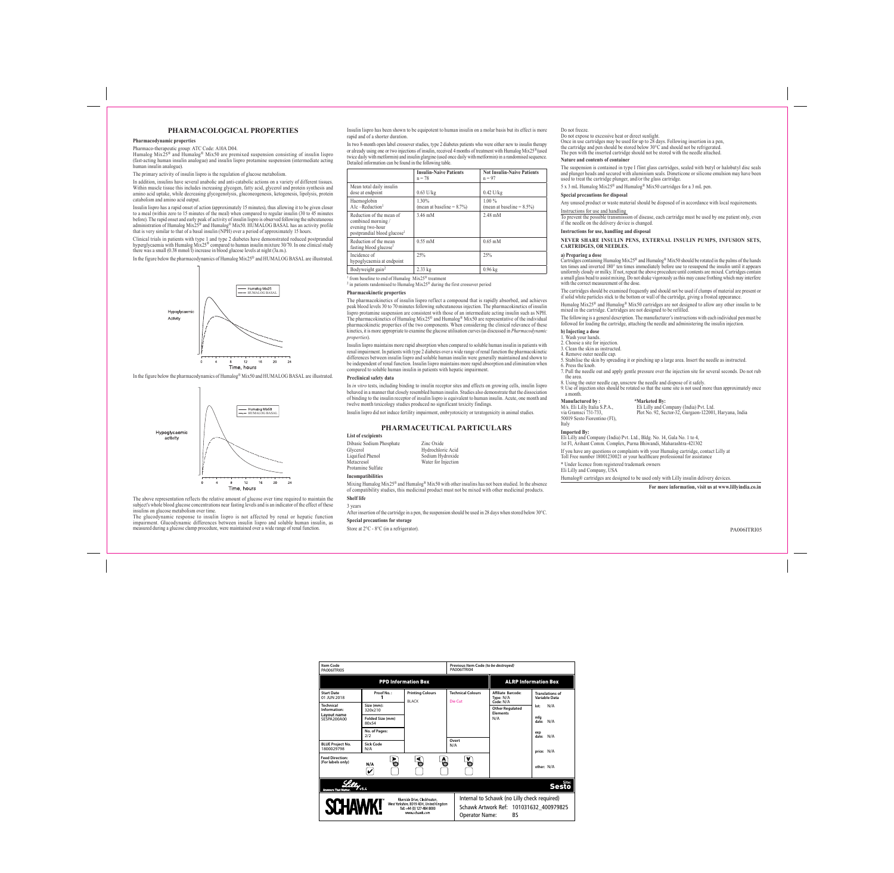# PHARMACOLOGICAL PROPERTIES

**Pharmacodynamic properties**

Pharmaco-therapeutic group: ATC Code: A10A D04.

Humalog Mix25® and Humalog® Mix50 are premixed suspension consisting of insulin lispro (fast-acting human insulin analogue) and insulin lispro protamine suspension (intermediate acting human insulin analogue).

The primary activity of insulin lispro is the regulation of glucose metabolism.

In addition, insulins have several anabolic and anti-catabolic actions on a variety of different tissues. Within muscle tissue this includes increasing glycogen, fatty acid, glycerol and protein synthesis and amino acid uptake, while decreasing glycogenolysis, gluconeogenesis, ketogenesis, lipolysis, protein catabolism and amino acid output.

Insulin lispro has a rapid onset of action (approximately 15 minutes), thus allowing it to be given closer to a meal (within zero to 15 minutes of the meal) when compared to regular insulin (30 to 45 minutes before). The rapid onset and early peak of activity of insulin lispro is observed following the subcutaneous administration of Humalog Mix25® and Humalog® Mix50. HUMALOG BASAL has an activity profile that is very similar to that of a basal insulin (NPH) over a period of approximately 15 hours.

Clinical trials in patients with type 1 and type 2 diabetes have demonstrated reduced postprandial hyperglycaemia with Humalog Mix25® compared to human insulin mixture 30/70. In one clinical study there was a small (0.38 mmol/l) increase in blood glucose levels at night (3a.m.).

In the figure below the pharmacodynamics of Humalog Mix25® and HUMALOG BASAL are illustrated.

Humalog Mix25
HUMALOG BASAL
Hypoglycaemic Activity
0 4 8 12 16 20 24
Time, hours

In the figure below the pharmacodynamics of Humalog® Mix50 and HUMALOG BASAL are illustrated.

Humalog Mix50
HUMALOG BASAL
Hypoglycaemic activity
0 4 8 12 16 20 24
Time, hours

The above representation reflects the relative amount of glucose over time required to maintain the subject's whole blood glucose concentrations near fasting levels and is an indicator of the effect of these insulins on glucose metabolism over time.

The glucodynamic response to insulin lispro is not affected by renal or hepatic function impairment. Glucodynamic differences between insulin lispro and soluble human insulin, as measured during a glucose clamp procedure, were maintained over a wide range of renal function.

Insulin lispro has been shown to be equipotent to human insulin on a molar basis but its effect is more rapid and of a shorter duration.

In two 8-month open label crossover studies, type 2 diabetes patients who were either new to insulin therapy or already using one or two injections of insulin, received 4 months of treatment with Humalog Mix25® (used twice daily with metformin) and insulin glargine (used once daily with metformin) in a randomised sequence. Detailed information can be found in the following table.

| | **Insulin-Naive Patients** n = 78 | **Not Insulin-Naive Patients** n = 97 |
|---|---|---|
| Mean total daily insulin dose at endpoint | 0.63 U/kg | 0.42 U/kg |
| Haemoglobin A1c –Reduction[1] | 1.30% (mean at baseline = 8.7%) | 1.00 % (mean at baseline = 8.5%) |
| Reduction of the mean of combined morning / evening two-hour postprandial blood glucose[1] | 3.46 mM | 2.48 mM |
| Reduction of the mean fasting blood glucose[1] | 0.55 mM | 0.65 mM |
| Incidence of hypoglycaemia at endpoint | 25% | 25% |
| Bodyweight gain[2] | 2.33 kg | 0.96 kg |

[1] from baseline to end of Humalog Mix25® treatment

[2] in patients randomised to Humalog Mix25® during the first crossover period

**Pharmacokinetic properties**

The pharmacokinetics of insulin lispro reflect a compound that is rapidly absorbed, and achieves peak blood levels 30 to 70 minutes following subcutaneous injection. The pharmacokinetics of insulin lispro protamine suspension are consistent with those of an intermediate acting insulin such as NPH. The pharmacokinetics of Humalog Mix25® and Humalog® Mix50 are representative of the individual pharmacokinetic properties of the two components. When considering the clinical relevance of these kinetics, it is more appropriate to examine the glucose utilisation curves (as discussed in *Pharmacodynamic properties*).

Insulin lispro maintains more rapid absorption when compared to soluble human insulin in patients with renal impairment. In patients with type 2 diabetes over a wide range of renal function the pharmacokinetic differences between insulin lispro and soluble human insulin were generally maintained and shown to be independent of renal function. Insulin lispro maintains more rapid absorption and elimination when compared to soluble human insulin in patients with hepatic impairment.

**Preclinical safety data**

In *in vitro* tests, including binding to insulin receptor sites and effects on growing cells, insulin lispro behaved in a manner that closely resembled human insulin. Studies also demonstrate that the dissociation of binding to the insulin receptor of insulin lispro is equivalent to human insulin. Acute, one month and twelve month toxicology studies produced no significant toxicity findings.

Insulin lispro did not induce fertility impairment, embryotoxicity or teratogenicity in animal studies.

# PHARMACEUTICAL PARTICULARS

**List of excipients**

Dibasic Sodium Phosphate
Glycerol
Liquified Phenol
Metacresol
Protamine Sulfate
Zinc Oxide
Hydrochloric Acid
Sodium Hydroxide
Water for Injection

**Incompatibilities**

Mixing Humalog Mix25® and Humalog® Mix50 with other insulins has not been studied. In the absence of compatibility studies, this medicinal product must not be mixed with other medicinal products.

**Shelf life**

3 years

After insertion of the cartridge in a pen, the suspension should be used in 28 days when stored below 30°C.

**Special precautions for storage**

Store at 2°C - 8°C (in a refrigerator).

Do not freeze.

Do not expose to excessive heat or direct sunlight.

Once in use cartridges may be used for up to 28 days. Following insertion in a pen, the cartridge and pen should be stored below 30°C and should not be refrigerated.
The pen with the inserted cartridge should not be stored with the needle attached.

**Nature and contents of container**

The suspension is contained in type I flint glass cartridges, sealed with butyl or halobutyl disc seals and plunger heads and secured with aluminium seals. Dimeticone or silicone emulsion may have been used to treat the cartridge plunger, and/or the glass cartridge.

5 x 3 mL Humalog Mix25® and Humalog® Mix50 cartridges for a 3 mL pen.

**Special precautions for disposal**

Any unused product or waste material should be disposed of in accordance with local requirements.

Instructions for use and handling

To prevent the possible transmission of disease, each cartridge must be used by one patient only, even if the needle on the delivery device is changed.

**Instructions for use, handling and disposal**

**NEVER SHARE INSULIN PENS, EXTERNAL INSULIN PUMPS, INFUSION SETS, CARTRIDGES, OR NEEDLES.**

**a) Preparing a dose**

Cartridges containing Humalog Mix25® and Humalog® Mix50 should be rotated in the palms of the hands ten times and inverted 180° ten times immediately before use to resuspend the insulin until it appears uniformly cloudy or milky. If not, repeat the above procedure until contents are mixed. Cartridges contain a small glass bead to assist mixing. Do not shake vigorously as this may cause frothing which may interfere with the correct measurement of the dose.

The cartridges should be examined frequently and should not be used if clumps of material are present or if solid white particles stick to the bottom or wall of the cartridge, giving a frosted appearance.

Humalog Mix25® and Humalog® Mix50 cartridges are not designed to allow any other insulin to be mixed in the cartridge. Cartridges are not designed to be refilled.

The following is a general description. The manufacturer's instructions with each individual pen must be followed for loading the cartridge, attaching the needle and administering the insulin injection.

**b) Injecting a dose**

1. Wash your hands.
2. Choose a site for injection.
3. Clean the skin as instructed.
4. Remove outer needle cap.
5. Stabilise the skin by spreading it or pinching up a large area. Insert the needle as instructed.
6. Press the knob.
7. Pull the needle out and apply gentle pressure over the injection site for several seconds. Do not rub the area.
8. Using the outer needle cap, unscrew the needle and dispose of it safely.
9. Use of injection sites should be rotated so that the same site is not used more than approximately once a month.

**Manufactured by :**
M/s. Eli Lilly Italia S.P.A.,
via Gramsci 731-733,
50019 Sesto Fiorentino (FI),
Italy

**\*Marketed By:**
Eli Lilly and Company (India) Pvt. Ltd.
Plot No. 92, Sector-32, Gurgaon-122001, Haryana, India

**Imported By:**
Eli Lilly and Company (India) Pvt. Ltd., Bldg. No. 14, Gala No. 1 to 4,
1st Fl, Arihant Comm. Complex, Purna Bhiwandi, Maharashtra-421302

If you have any questions or complaints with your Humalog cartridge, contact Lilly at Toll Free number 18001230021 or your healthcare professional for assistance

\* Under licence from registered trademark owners
Eli Lilly and Company, USA

Humalog® cartridges are designed to be used only with Lilly insulin delivery devices.

**For more information, visit us at www.lillyindia.co.in**

PA006ITRI05

| | | | | | |
|---|---|---|---|---|---|
| **Item Code** PA006ITRI05 | | | **Previous Item Code** *(to be destroyed)* PA006ITRI04 | | |
| **PPD Information Box** | | | | **ALRP Information Box** | |
| **Start Date** 01 JUN 2018 | **Proof No.:** 1 | **Printing Colours** BLACK | **Technical Colours** Die Cut | **Affiliate Barcode:** Type: N/A Code: N/A | **Translations of Variable Data** |
| **Technical Information: Layout name** SESPA200A00 | **Size (mm):** 320x210 | | | **Other Regulated Elements** N/A | lot: N/A |
| | **Folded Size (mm)** 80x54 | | | | mfg date: N/A |
| | **No. of Pages:** 2/2 | | **Overt** N/A | | exp date: N/A |
| **BLUE Project No.** 1800029798 | **Sick Code** N/A | | | | price: N/A |
| **Feed Direction:** (For labels only) | N/A ✔ | | | | other: N/A |

Lilly Answers That Matter. v5.4 — Site: Sesto

SCHAWK! Riverside Drive, Cleckheaton, West Yorkshire, BD19 4DH, United Kingdom Tel: +44 (0) 127 484 8000 www.schawk.com

Internal to Schawk (no Lilly check required)
Schawk Artwork Ref: 101031632_400979825
Operator Name: BS